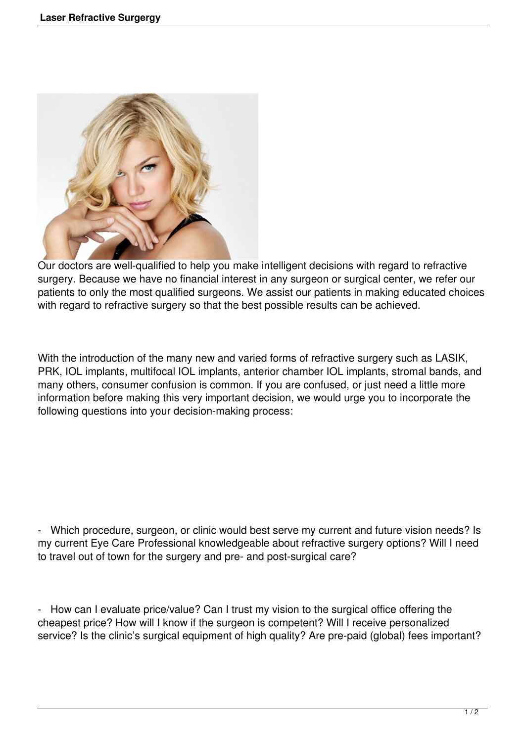Our doctors are well-qualified to help you make intelligent decisions with regard to refractive surgery. Because we have no financial interest in any surgeon or surgical center, we refer our patients to only the most qualified surgeons. We assist our patients in making educated choices with regard to refractive surgery so that the best possible results can be achieved.

With the introduction of the many new and varied forms of refractive surgery such as LASIK, PRK, IOL implants, multifocal IOL implants, anterior chamber IOL implants, stromal bands, and many others, consumer confusion is common. If you are confused, or just need a little more information before making this very important decision, we would urge you to incorporate the following questions into your decision-making process:

- Which procedure, surgeon, or clinic would best serve my current and future vision needs? Is my current Eye Care Professional knowledgeable about refractive surgery options? Will I need to travel out of town for the surgery and pre- and post-surgical care?

- How can I evaluate price/value? Can I trust my vision to the surgical office offering the cheapest price? How will I know if the surgeon is competent? Will I receive personalized service? Is the clinic's surgical equipment of high quality? Are pre-paid (global) fees important?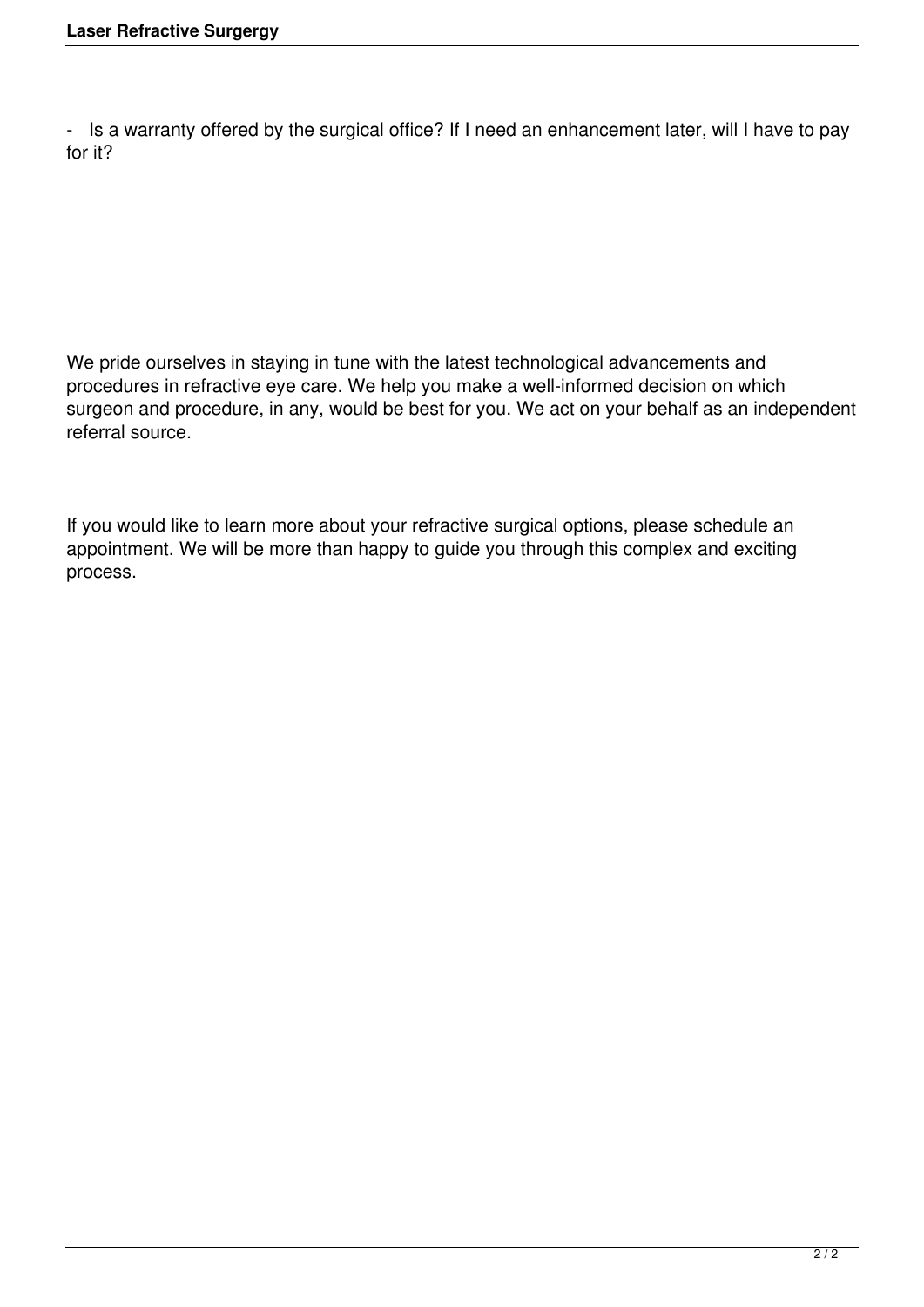- Is a warranty offered by the surgical office? If I need an enhancement later, will I have to pay for it?

We pride ourselves in staying in tune with the latest technological advancements and procedures in refractive eye care. We help you make a well-informed decision on which surgeon and procedure, in any, would be best for you. We act on your behalf as an independent referral source.

If you would like to learn more about your refractive surgical options, please schedule an appointment. We will be more than happy to guide you through this complex and exciting process.